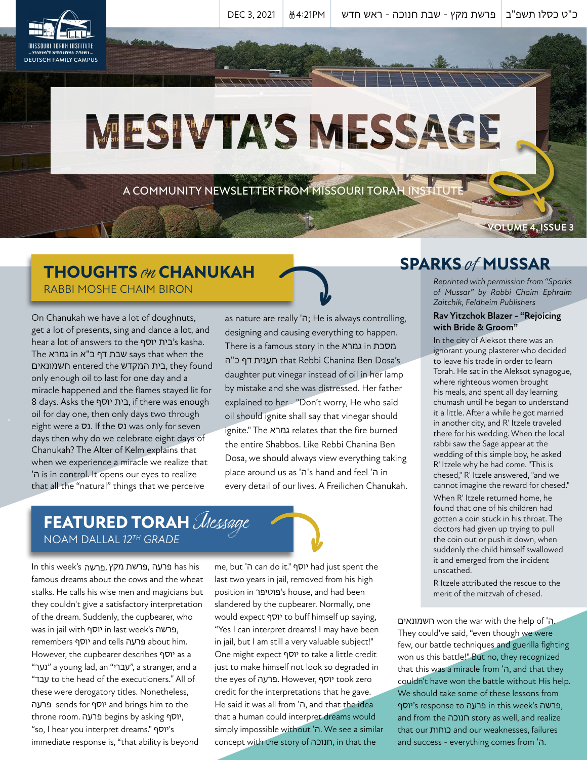DEC 3, 2021 | 4:21PM | פרשת מקץ - שבת חנוכה - ראש חדש | כ"ט כסלו תשפ"ב

MISSOURI TORAH INSTITUTE
ישיבה ומתיבתא ד'מיזורי
DEUTSCH FAMILY CAMPUS

# MESIVTA'S MESSAGE

A COMMUNITY NEWSLETTER FROM MISSOURI TORAH INSTITUTE

VOLUME 4, ISSUE 3

## THOUGHTS *on* CHANUKAH

RABBI MOSHE CHAIM BIRON

On Chanukah we have a lot of doughnuts, get a lot of presents, sing and dance a lot, and hear a lot of answers to the בית יוסף's kasha. The גמרא in שבת דף כ"א says that when the חשמונאים entered the בית המקדש, they found only enough oil to last for one day and a miracle happened and the flames stayed lit for 8 days. Asks the בית יוסף, if there was enough oil for day one, then only days two through eight were a נס. If the נס was only for seven days then why do we celebrate eight days of Chanukah? The Alter of Kelm explains that when we experience a miracle we realize that ה' is in control. It opens our eyes to realize that all the "natural" things that we perceive as nature are really ה'; He is always controlling, designing and causing everything to happen. There is a famous story in the גמרא in מסכת תענית דף כ"ה that Rebbi Chanina Ben Dosa's daughter put vinegar instead of oil in her lamp by mistake and she was distressed. Her father explained to her - "Don't worry, He who said oil should ignite shall say that vinegar should ignite." The גמרא relates that the fire burned the entire Shabbos. Like Rebbi Chanina Ben Dosa, we should always view everything taking place around us as ה''s hand and feel ה' in every detail of our lives. A Freilichen Chanukah.

## FEATURED TORAH *Message*

NOAM DALLAL 12TH GRADE

In this week's פרשה, פרשת מקץ, פרעה has his famous dreams about the cows and the wheat stalks. He calls his wise men and magicians but they couldn't give a satisfactory interpretation of the dream. Suddenly, the cupbearer, who was in jail with יוסף in last week's פרשה, remembers יוסף and tells פרעה about him. However, the cupbearer describes יוסף as a "נער" a young lad, an "עברי", a stranger, and a "עבד to the head of the executioners." All of these were derogatory titles. Nonetheless, פרעה sends for יוסף and brings him to the throne room. פרעה begins by asking יוסף, "so, I hear you interpret dreams." יוסף's immediate response is, "that ability is beyond me, but ה' can do it." יוסף had just spent the last two years in jail, removed from his high position in פוטיפר's house, and had been slandered by the cupbearer. Normally, one would expect יוסף to buff himself up saying, "Yes I can interpret dreams! I may have been in jail, but I am still a very valuable subject!" One might expect יוסף to take a little credit just to make himself not look so degraded in the eyes of פרעה. However, יוסף took zero credit for the interpretations that he gave. He said it was all from ה', and that the idea that a human could interpret dreams would simply impossible without ה'. We see a similar concept with the story of חנוכה, in that the חשמונאים won the war with the help of ה'. They could've said, "even though we were few, our battle techniques and guerilla fighting won us this battle!" But no, they recognized that this was a miracle from ה', and that they couldn't have won the battle without His help. We should take some of these lessons from יוסף's response to פרעה in this week's פרשה, and from the חנוכה story as well, and realize that our כוחות and our weaknesses, failures and success - everything comes from ה'.

## SPARKS *of* MUSSAR

*Reprinted with permission from "Sparks of Mussar" by Rabbi Chaim Ephraim Zaitchik, Feldheim Publishers*

**Rav Yitzchok Blazer - "Rejoicing with Bride & Groom"**

In the city of Aleksot there was an ignorant young plasterer who decided to leave his trade in order to learn Torah. He sat in the Aleksot synagogue, where righteous women brought his meals, and spent all day learning chumash until he began to understand it a little. After a while he got married in another city, and R' Itzele traveled there for his wedding. When the local rabbi saw the Sage appear at the wedding of this simple boy, he asked R' Itzele why he had come. "This is chesed," R' Itzele answered, "and we cannot imagine the reward for chesed."

When R' Itzele returned home, he found that one of his children had gotten a coin stuck in his throat. The doctors had given up trying to pull the coin out or push it down, when suddenly the child himself swallowed it and emerged from the incident unscathed.

R Itzele attributed the rescue to the merit of the mitzvah of chesed.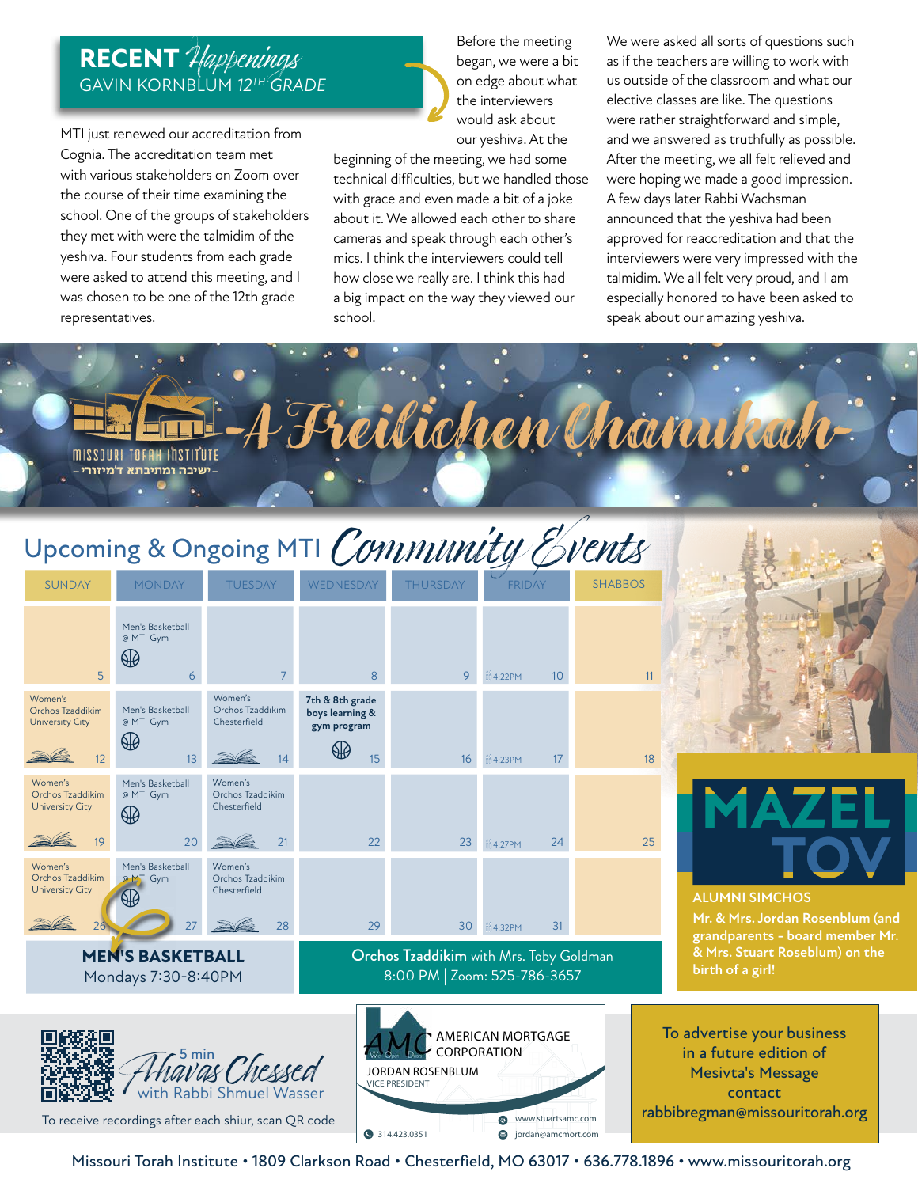## RECENT *Happenings*
GAVIN KORNBLUM 12TH GRADE

MTI just renewed our accreditation from Cognia. The accreditation team met with various stakeholders on Zoom over the course of their time examining the school. One of the groups of stakeholders they met with were the talmidim of the yeshiva. Four students from each grade were asked to attend this meeting, and I was chosen to be one of the 12th grade representatives.

Before the meeting began, we were a bit on edge about what the interviewers would ask about our yeshiva. At the beginning of the meeting, we had some technical difficulties, but we handled those with grace and even made a bit of a joke about it. We allowed each other to share cameras and speak through each other's mics. I think the interviewers could tell how close we really are. I think this had a big impact on the way they viewed our school.

We were asked all sorts of questions such as if the teachers are willing to work with us outside of the classroom and what our elective classes are like. The questions were rather straightforward and simple, and we answered as truthfully as possible. After the meeting, we all felt relieved and were hoping we made a good impression. A few days later Rabbi Wachsman announced that the yeshiva had been approved for reaccreditation and that the interviewers were very impressed with the talmidim. We all felt very proud, and I am especially honored to have been asked to speak about our amazing yeshiva.

MISSOURI TORAH INSTITUTE
ישיבה ומתיבתא ד'מיזורי

# A Freilichen Chanukah

## Upcoming & Ongoing MTI *Community Events*

| SUNDAY | MONDAY | TUESDAY | WEDNESDAY | THURSDAY | FRIDAY | SHABBOS |
|---|---|---|---|---|---|---|
| 5 | Men's Basketball @ MTI Gym 6 | 7 | 8 | 9 | 4:22PM 10 | 11 |
| Women's Orchos Tzaddikim University City 12 | Men's Basketball @ MTI Gym 13 | Women's Orchos Tzaddikim Chesterfield 14 | **7th & 8th grade boys learning & gym program** 15 | 16 | 4:23PM 17 | 18 |
| Women's Orchos Tzaddikim University City 19 | Men's Basketball @ MTI Gym 20 | Women's Orchos Tzaddikim Chesterfield 21 | 22 | 23 | 4:27PM 24 | 25 |
| Women's Orchos Tzaddikim University City 26 | Men's Basketball @ MTI Gym 27 | Women's Orchos Tzaddikim Chesterfield 28 | 29 | 30 | 4:32PM 31 | |

**MEN'S BASKETBALL**
Mondays 7:30-8:40PM

**Orchos Tzaddikim** with Mrs. Toby Goldman
8:00 PM | Zoom: 525-786-3657

## MAZEL TOV

**ALUMNI SIMCHOS**

**Mr. & Mrs. Jordan Rosenblum (and grandparents - board member Mr. & Mrs. Stuart Roseblum) on the birth of a girl!**

5 min *Ahavas Chessed* with Rabbi Shmuel Wasser

To receive recordings after each shiur, scan QR code

AMC AMERICAN MORTGAGE CORPORATION
JORDAN ROSENBLUM
VICE PRESIDENT
314.423.0351
www.stuartsamc.com
jordan@amcmort.com

To advertise your business in a future edition of Mesivta's Message contact rabbibregman@missouritorah.org

Missouri Torah Institute • 1809 Clarkson Road • Chesterfield, MO 63017 • 636.778.1896 • www.missouritorah.org